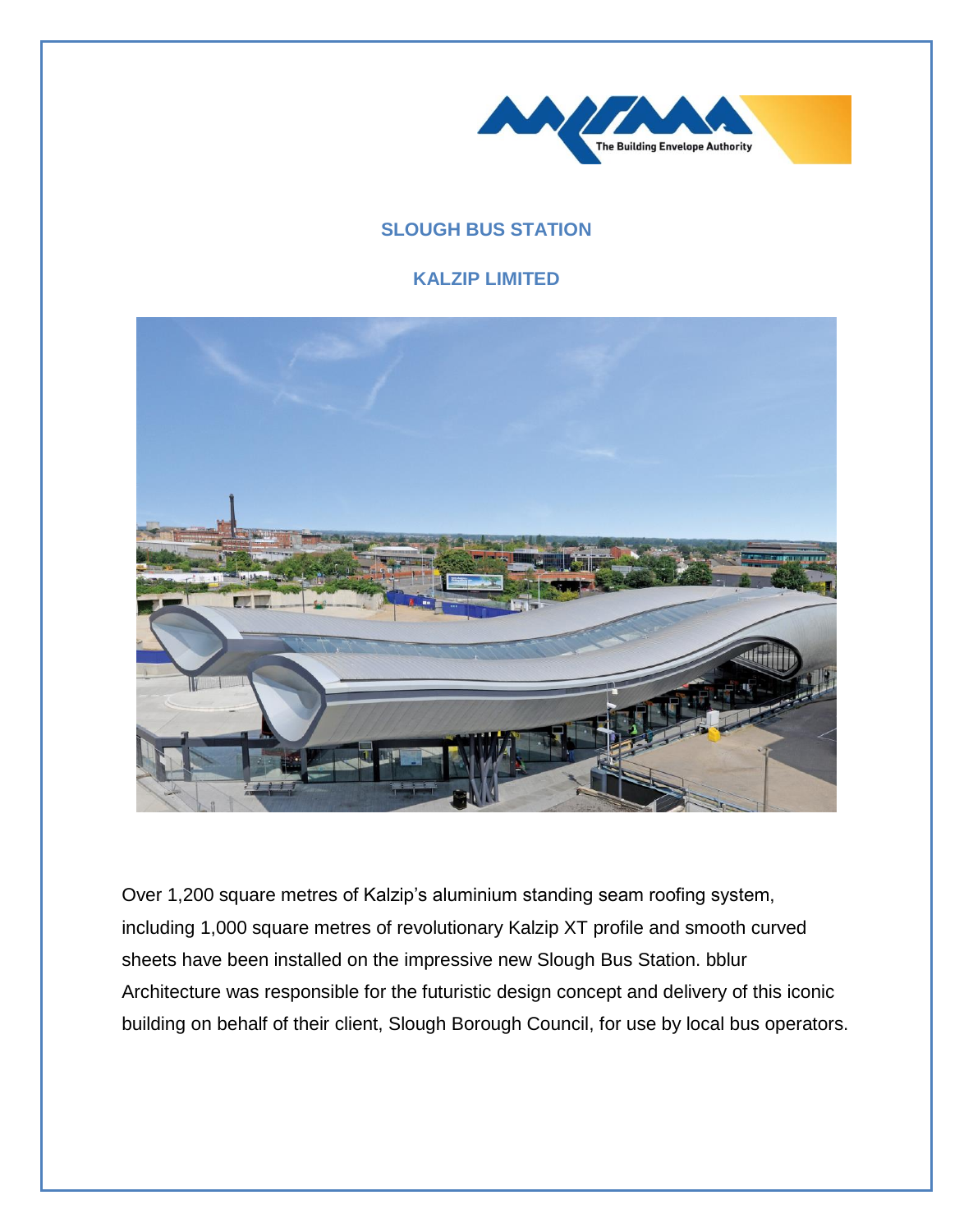## SLOUGH BUS STATION

## KALZIP LIMITED

Over 1,200 square metres of Kalzip's aluminium standing seam roofing system, including 1,000 square metres of revolutionary Kalzip XT profile and smooth curved sheets have been installed on the impressive new Slough Bus Station. bblur Architecture was responsible for the futuristic design concept and delivery of this iconic building on behalf of their client, Slough Borough Council, for use by local bus operators.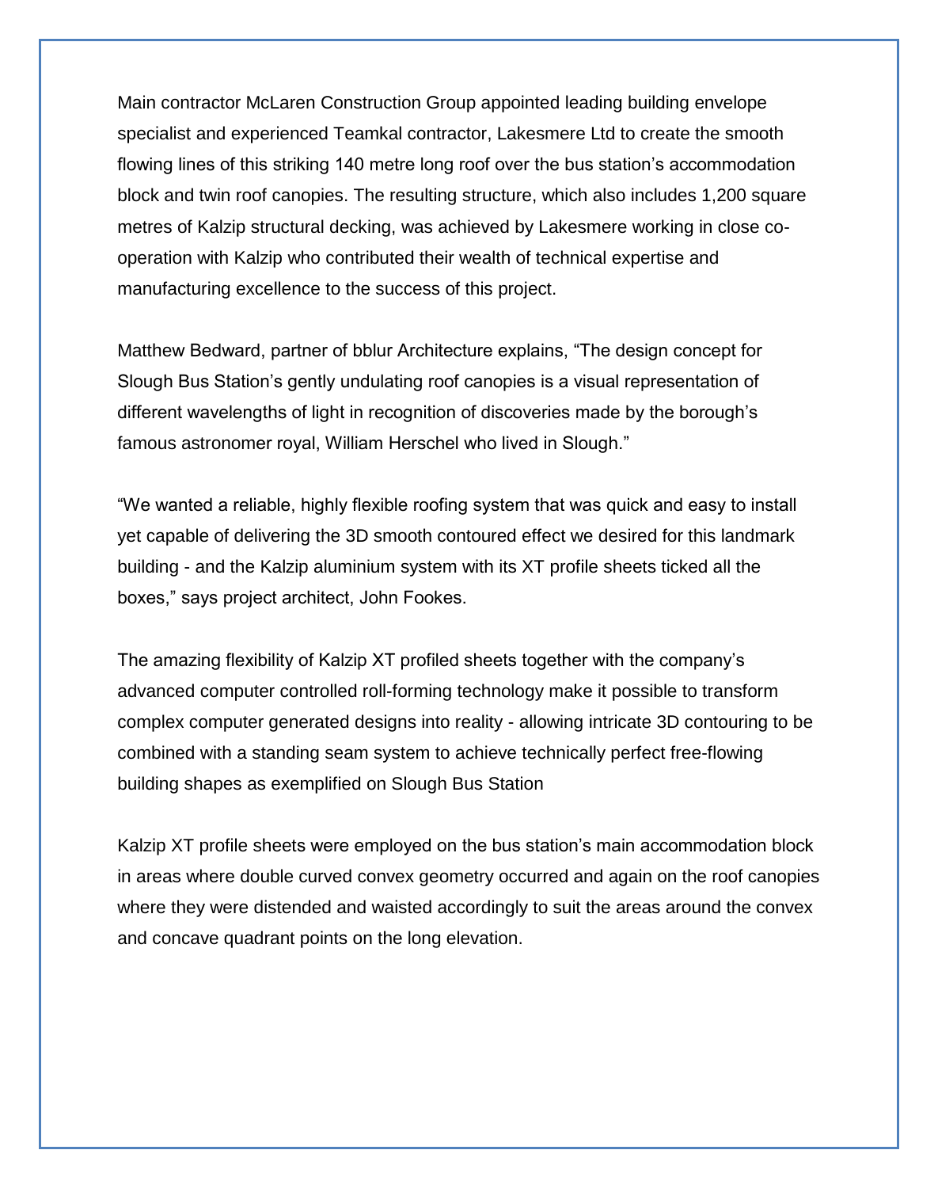Main contractor McLaren Construction Group appointed leading building envelope specialist and experienced Teamkal contractor, Lakesmere Ltd to create the smooth flowing lines of this striking 140 metre long roof over the bus station's accommodation block and twin roof canopies. The resulting structure, which also includes 1,200 square metres of Kalzip structural decking, was achieved by Lakesmere working in close co-operation with Kalzip who contributed their wealth of technical expertise and manufacturing excellence to the success of this project.

Matthew Bedward, partner of bblur Architecture explains, "The design concept for Slough Bus Station's gently undulating roof canopies is a visual representation of different wavelengths of light in recognition of discoveries made by the borough's famous astronomer royal, William Herschel who lived in Slough."

"We wanted a reliable, highly flexible roofing system that was quick and easy to install yet capable of delivering the 3D smooth contoured effect we desired for this landmark building - and the Kalzip aluminium system with its XT profile sheets ticked all the boxes," says project architect, John Fookes.

The amazing flexibility of Kalzip XT profiled sheets together with the company's advanced computer controlled roll-forming technology make it possible to transform complex computer generated designs into reality - allowing intricate 3D contouring to be combined with a standing seam system to achieve technically perfect free-flowing building shapes as exemplified on Slough Bus Station

Kalzip XT profile sheets were employed on the bus station's main accommodation block in areas where double curved convex geometry occurred and again on the roof canopies where they were distended and waisted accordingly to suit the areas around the convex and concave quadrant points on the long elevation.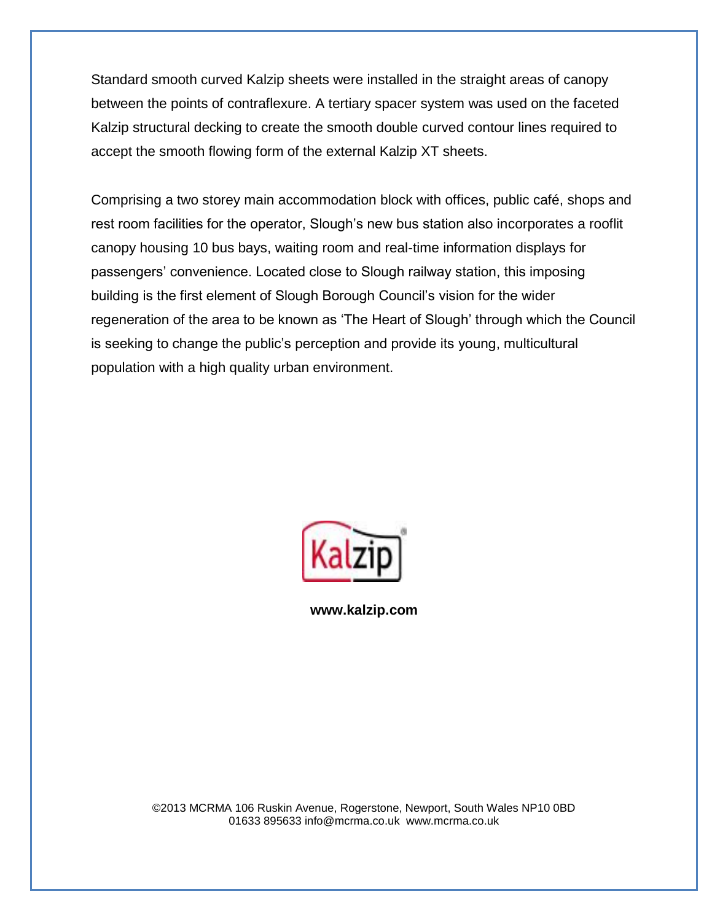Standard smooth curved Kalzip sheets were installed in the straight areas of canopy between the points of contraflexure. A tertiary spacer system was used on the faceted Kalzip structural decking to create the smooth double curved contour lines required to accept the smooth flowing form of the external Kalzip XT sheets.

Comprising a two storey main accommodation block with offices, public café, shops and rest room facilities for the operator, Slough's new bus station also incorporates a rooflit canopy housing 10 bus bays, waiting room and real-time information displays for passengers' convenience. Located close to Slough railway station, this imposing building is the first element of Slough Borough Council's vision for the wider regeneration of the area to be known as 'The Heart of Slough' through which the Council is seeking to change the public's perception and provide its young, multicultural population with a high quality urban environment.

Kalzip

**www.kalzip.com**

©2013 MCRMA 106 Ruskin Avenue, Rogerstone, Newport, South Wales NP10 0BD
01633 895633 info@mcrma.co.uk www.mcrma.co.uk